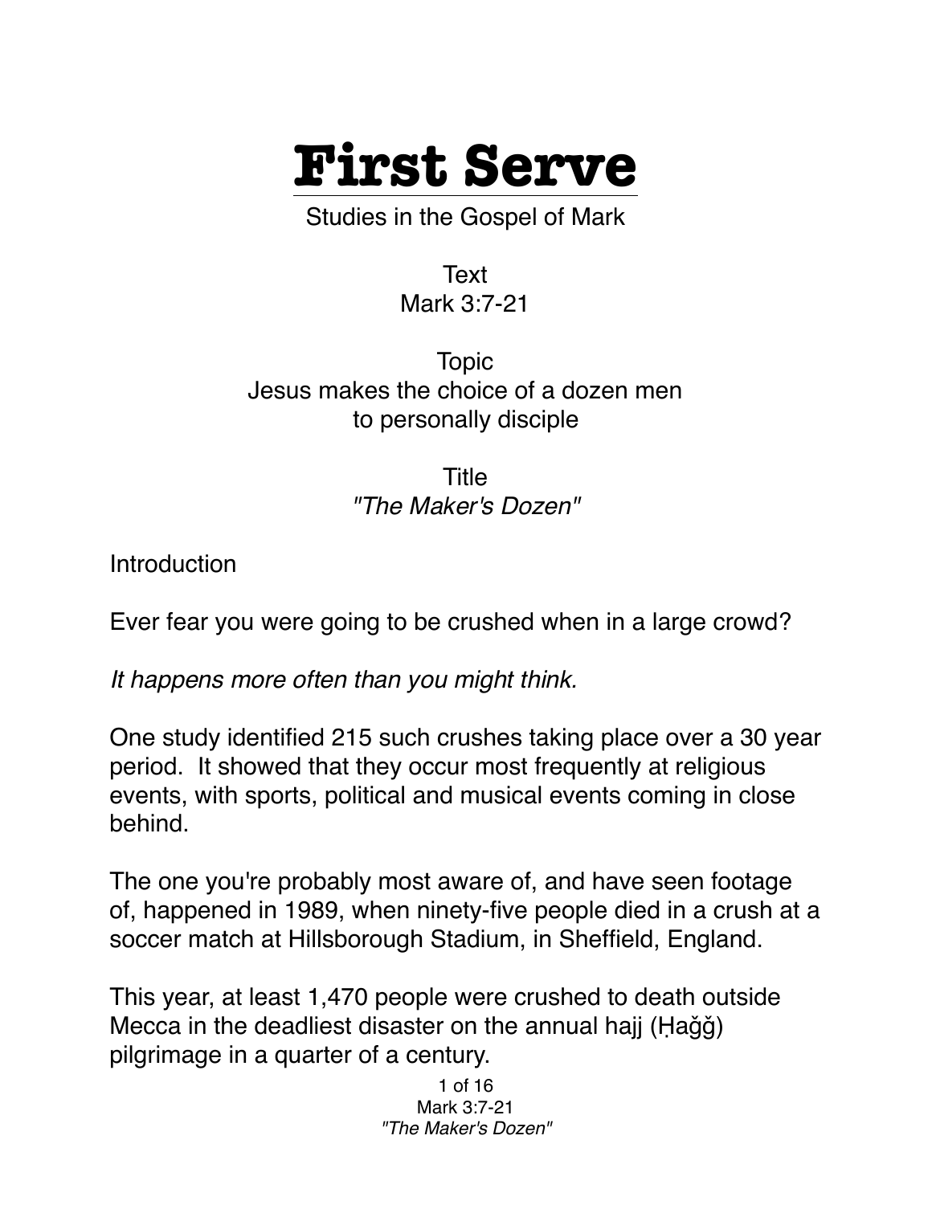# First Serve

Studies in the Gospel of Mark

Text
Mark 3:7-21

Topic
Jesus makes the choice of a dozen men to personally disciple

Title
*"The Maker's Dozen"*

Introduction

Ever fear you were going to be crushed when in a large crowd?

*It happens more often than you might think.*

One study identified 215 such crushes taking place over a 30 year period. It showed that they occur most frequently at religious events, with sports, political and musical events coming in close behind.

The one you're probably most aware of, and have seen footage of, happened in 1989, when ninety-five people died in a crush at a soccer match at Hillsborough Stadium, in Sheffield, England.

This year, at least 1,470 people were crushed to death outside Mecca in the deadliest disaster on the annual hajj (Ḥaǧǧ) pilgrimage in a quarter of a century.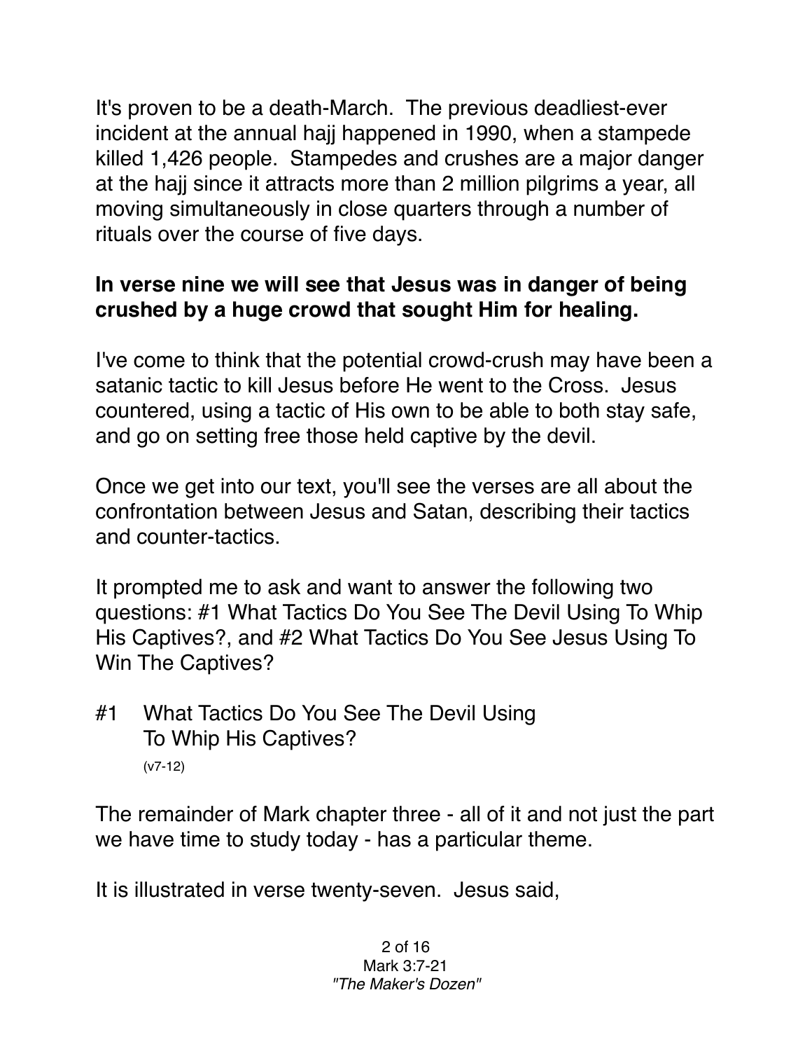It's proven to be a death-March. The previous deadliest-ever incident at the annual hajj happened in 1990, when a stampede killed 1,426 people. Stampedes and crushes are a major danger at the hajj since it attracts more than 2 million pilgrims a year, all moving simultaneously in close quarters through a number of rituals over the course of five days.

**In verse nine we will see that Jesus was in danger of being crushed by a huge crowd that sought Him for healing.**

I've come to think that the potential crowd-crush may have been a satanic tactic to kill Jesus before He went to the Cross. Jesus countered, using a tactic of His own to be able to both stay safe, and go on setting free those held captive by the devil.

Once we get into our text, you'll see the verses are all about the confrontation between Jesus and Satan, describing their tactics and counter-tactics.

It prompted me to ask and want to answer the following two questions: #1 What Tactics Do You See The Devil Using To Whip His Captives?, and #2 What Tactics Do You See Jesus Using To Win The Captives?

#1 What Tactics Do You See The Devil Using To Whip His Captives?
(v7-12)

The remainder of Mark chapter three - all of it and not just the part we have time to study today - has a particular theme.

It is illustrated in verse twenty-seven. Jesus said,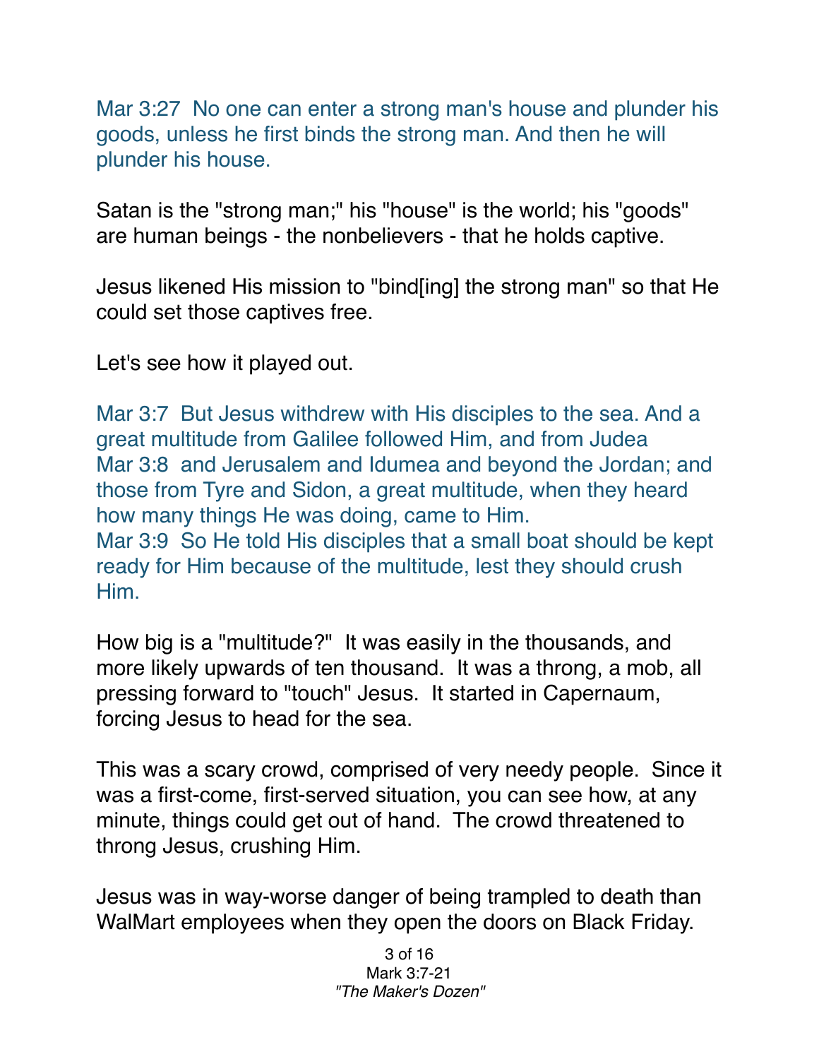Mar 3:27  No one can enter a strong man's house and plunder his goods, unless he first binds the strong man. And then he will plunder his house.

Satan is the "strong man;" his "house" is the world; his "goods" are human beings - the nonbelievers - that he holds captive.

Jesus likened His mission to "bind[ing] the strong man" so that He could set those captives free.

Let's see how it played out.

Mar 3:7  But Jesus withdrew with His disciples to the sea. And a great multitude from Galilee followed Him, and from Judea
Mar 3:8  and Jerusalem and Idumea and beyond the Jordan; and those from Tyre and Sidon, a great multitude, when they heard how many things He was doing, came to Him.
Mar 3:9  So He told His disciples that a small boat should be kept ready for Him because of the multitude, lest they should crush Him.

How big is a "multitude?"  It was easily in the thousands, and more likely upwards of ten thousand.  It was a throng, a mob, all pressing forward to "touch" Jesus.  It started in Capernaum, forcing Jesus to head for the sea.

This was a scary crowd, comprised of very needy people.  Since it was a first-come, first-served situation, you can see how, at any minute, things could get out of hand.  The crowd threatened to throng Jesus, crushing Him.

Jesus was in way-worse danger of being trampled to death than WalMart employees when they open the doors on Black Friday.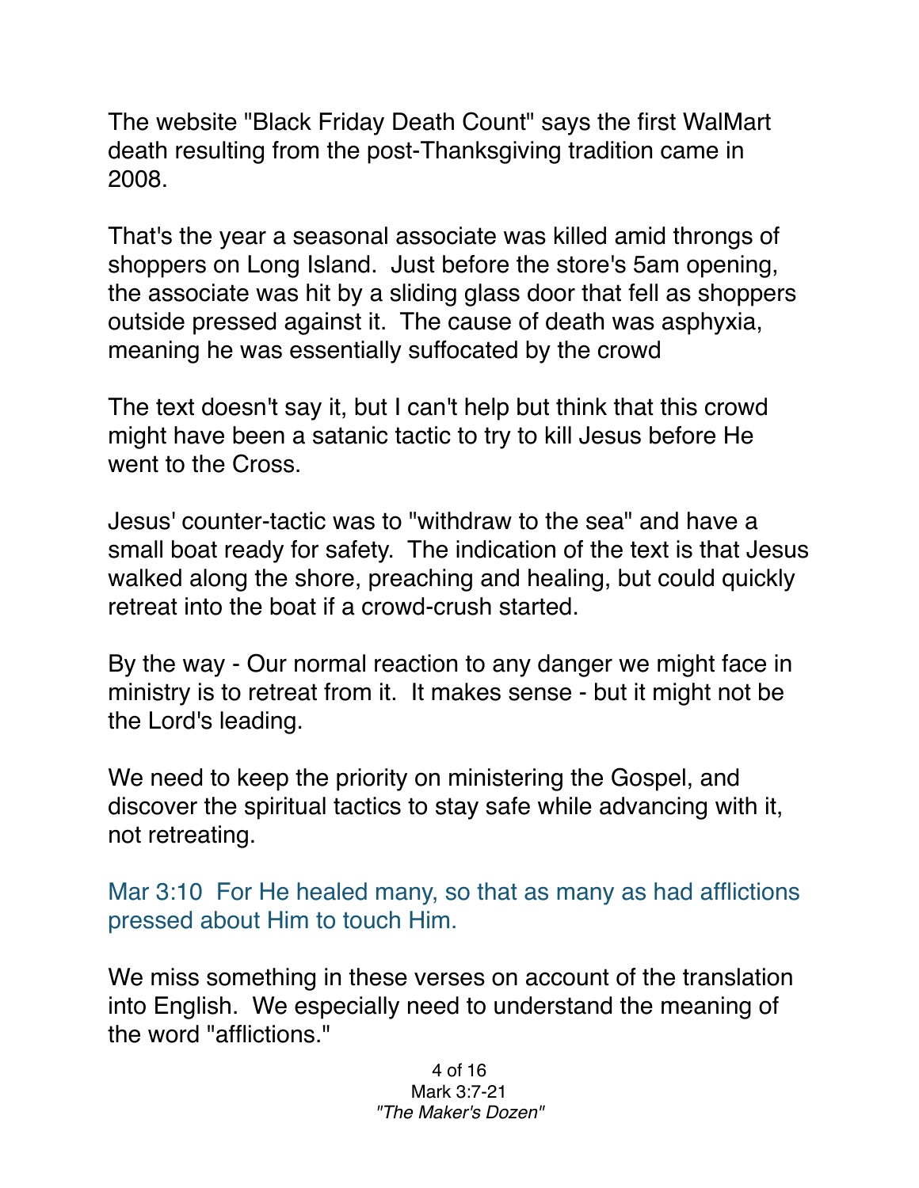The website "Black Friday Death Count" says the first WalMart death resulting from the post-Thanksgiving tradition came in 2008.

That's the year a seasonal associate was killed amid throngs of shoppers on Long Island. Just before the store's 5am opening, the associate was hit by a sliding glass door that fell as shoppers outside pressed against it. The cause of death was asphyxia, meaning he was essentially suffocated by the crowd

The text doesn't say it, but I can't help but think that this crowd might have been a satanic tactic to try to kill Jesus before He went to the Cross.

Jesus' counter-tactic was to "withdraw to the sea" and have a small boat ready for safety. The indication of the text is that Jesus walked along the shore, preaching and healing, but could quickly retreat into the boat if a crowd-crush started.

By the way - Our normal reaction to any danger we might face in ministry is to retreat from it. It makes sense - but it might not be the Lord's leading.

We need to keep the priority on ministering the Gospel, and discover the spiritual tactics to stay safe while advancing with it, not retreating.

Mar 3:10 For He healed many, so that as many as had afflictions pressed about Him to touch Him.

We miss something in these verses on account of the translation into English. We especially need to understand the meaning of the word "afflictions."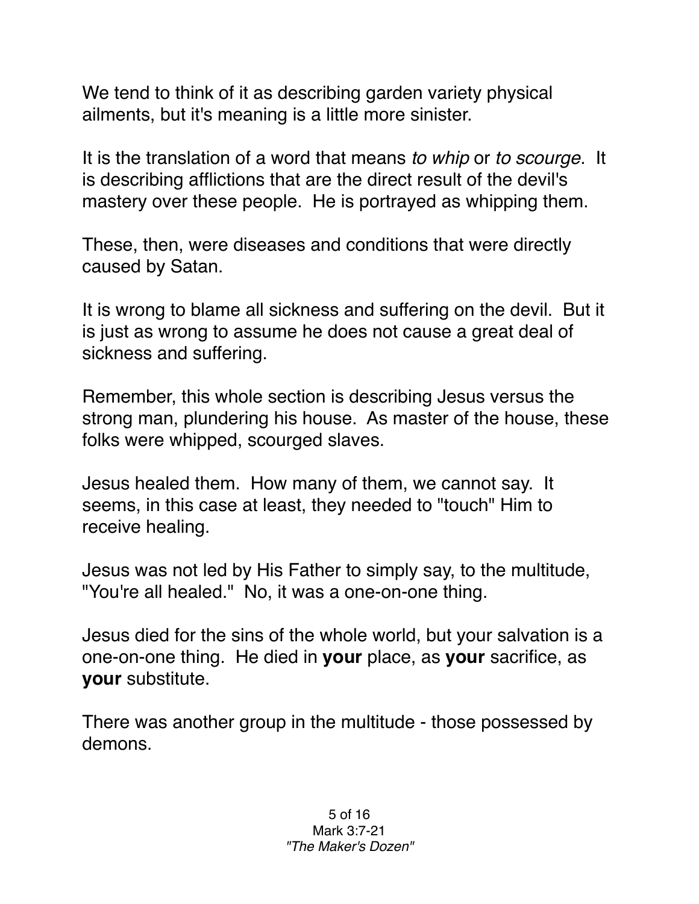We tend to think of it as describing garden variety physical ailments, but it's meaning is a little more sinister.

It is the translation of a word that means *to whip* or *to scourge*. It is describing afflictions that are the direct result of the devil's mastery over these people. He is portrayed as whipping them.

These, then, were diseases and conditions that were directly caused by Satan.

It is wrong to blame all sickness and suffering on the devil. But it is just as wrong to assume he does not cause a great deal of sickness and suffering.

Remember, this whole section is describing Jesus versus the strong man, plundering his house. As master of the house, these folks were whipped, scourged slaves.

Jesus healed them. How many of them, we cannot say. It seems, in this case at least, they needed to "touch" Him to receive healing.

Jesus was not led by His Father to simply say, to the multitude, "You're all healed." No, it was a one-on-one thing.

Jesus died for the sins of the whole world, but your salvation is a one-on-one thing. He died in **your** place, as **your** sacrifice, as **your** substitute.

There was another group in the multitude - those possessed by demons.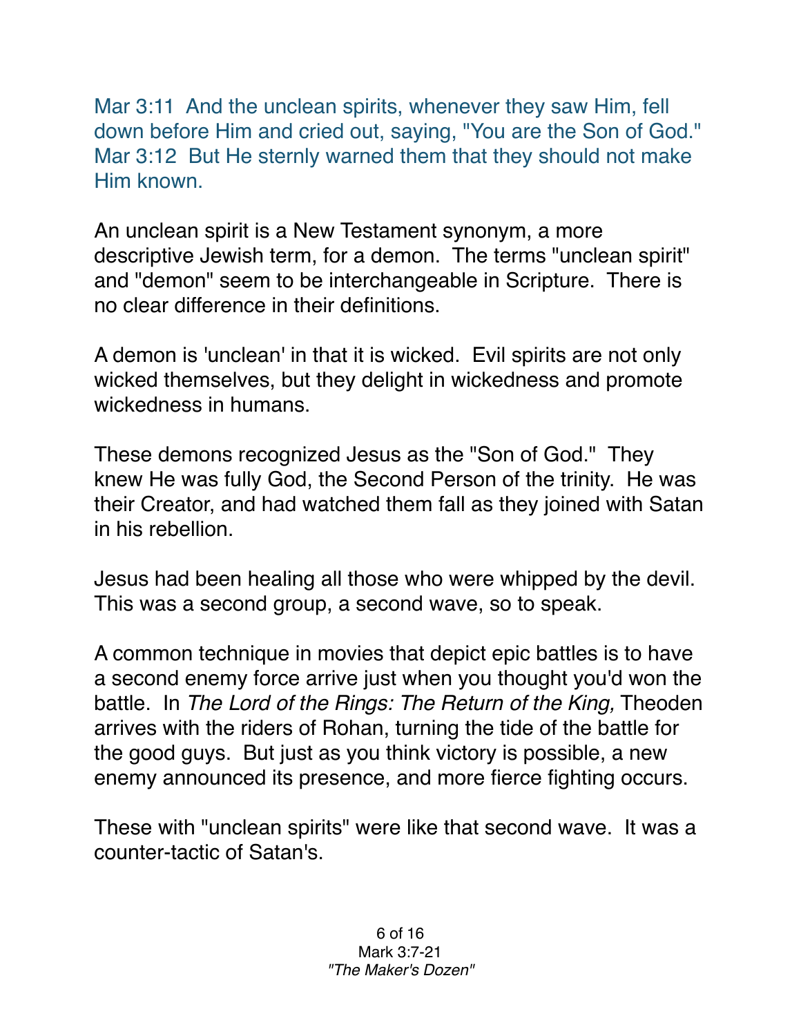Mar 3:11  And the unclean spirits, whenever they saw Him, fell down before Him and cried out, saying, "You are the Son of God."
Mar 3:12  But He sternly warned them that they should not make Him known.

An unclean spirit is a New Testament synonym, a more descriptive Jewish term, for a demon.  The terms "unclean spirit" and "demon" seem to be interchangeable in Scripture.  There is no clear difference in their definitions.

A demon is 'unclean' in that it is wicked.  Evil spirits are not only wicked themselves, but they delight in wickedness and promote wickedness in humans.

These demons recognized Jesus as the "Son of God."  They knew He was fully God, the Second Person of the trinity.  He was their Creator, and had watched them fall as they joined with Satan in his rebellion.

Jesus had been healing all those who were whipped by the devil. This was a second group, a second wave, so to speak.

A common technique in movies that depict epic battles is to have a second enemy force arrive just when you thought you'd won the battle.  In *The Lord of the Rings: The Return of the King,* Theoden arrives with the riders of Rohan, turning the tide of the battle for the good guys.  But just as you think victory is possible, a new enemy announced its presence, and more fierce fighting occurs.

These with "unclean spirits" were like that second wave.  It was a counter-tactic of Satan's.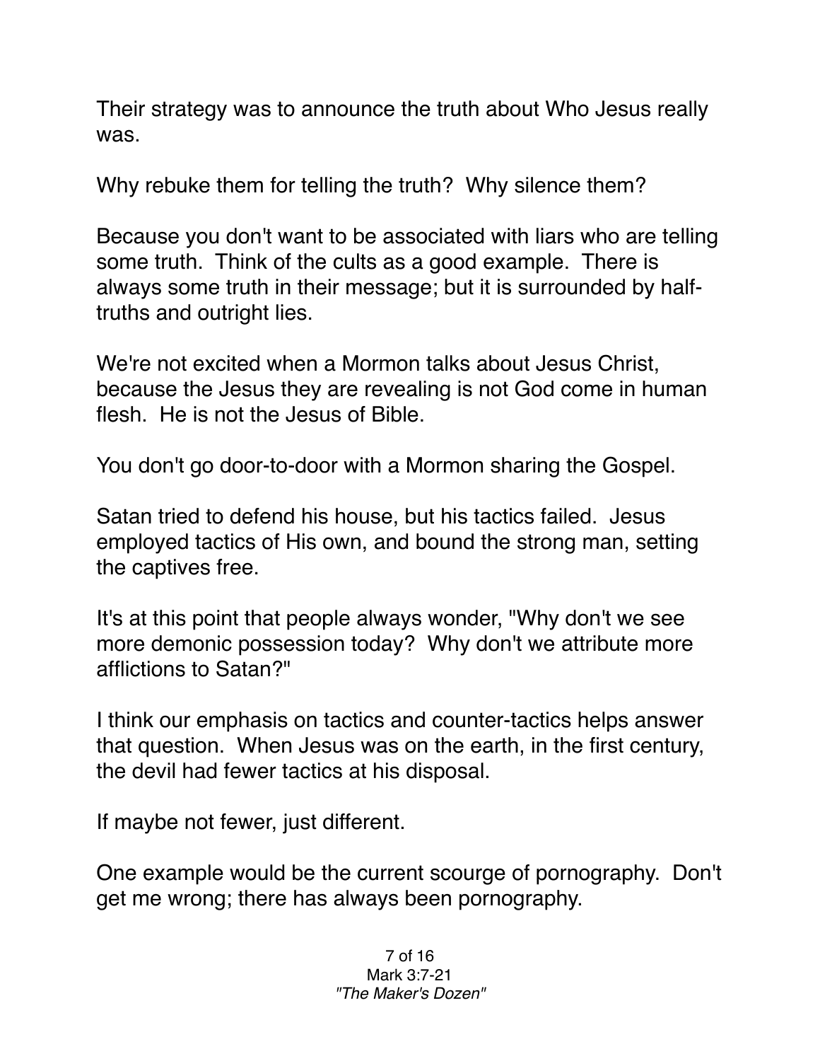Their strategy was to announce the truth about Who Jesus really was.

Why rebuke them for telling the truth? Why silence them?

Because you don't want to be associated with liars who are telling some truth. Think of the cults as a good example. There is always some truth in their message; but it is surrounded by half-truths and outright lies.

We're not excited when a Mormon talks about Jesus Christ, because the Jesus they are revealing is not God come in human flesh. He is not the Jesus of Bible.

You don't go door-to-door with a Mormon sharing the Gospel.

Satan tried to defend his house, but his tactics failed. Jesus employed tactics of His own, and bound the strong man, setting the captives free.

It's at this point that people always wonder, "Why don't we see more demonic possession today? Why don't we attribute more afflictions to Satan?"

I think our emphasis on tactics and counter-tactics helps answer that question. When Jesus was on the earth, in the first century, the devil had fewer tactics at his disposal.

If maybe not fewer, just different.

One example would be the current scourge of pornography. Don't get me wrong; there has always been pornography.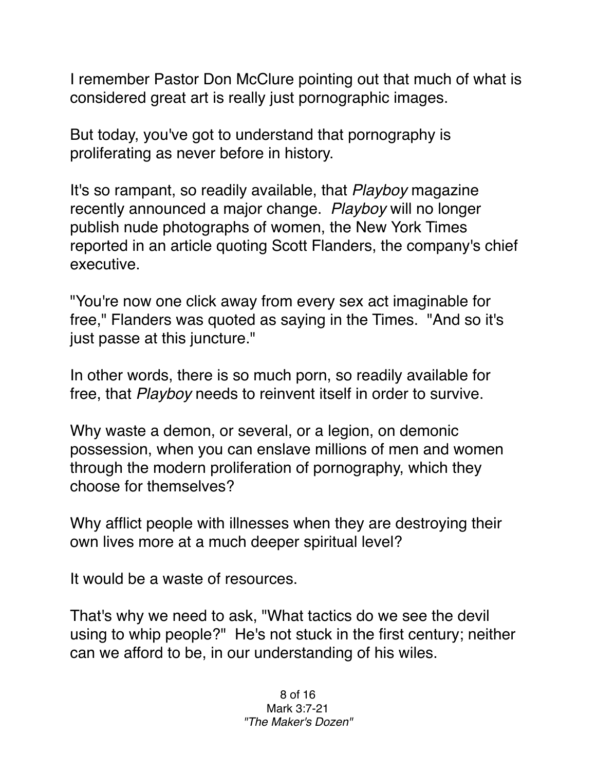I remember Pastor Don McClure pointing out that much of what is considered great art is really just pornographic images.

But today, you've got to understand that pornography is proliferating as never before in history.

It's so rampant, so readily available, that *Playboy* magazine recently announced a major change. *Playboy* will no longer publish nude photographs of women, the New York Times reported in an article quoting Scott Flanders, the company's chief executive.

"You're now one click away from every sex act imaginable for free," Flanders was quoted as saying in the Times. "And so it's just passe at this juncture."

In other words, there is so much porn, so readily available for free, that *Playboy* needs to reinvent itself in order to survive.

Why waste a demon, or several, or a legion, on demonic possession, when you can enslave millions of men and women through the modern proliferation of pornography, which they choose for themselves?

Why afflict people with illnesses when they are destroying their own lives more at a much deeper spiritual level?

It would be a waste of resources.

That's why we need to ask, "What tactics do we see the devil using to whip people?" He's not stuck in the first century; neither can we afford to be, in our understanding of his wiles.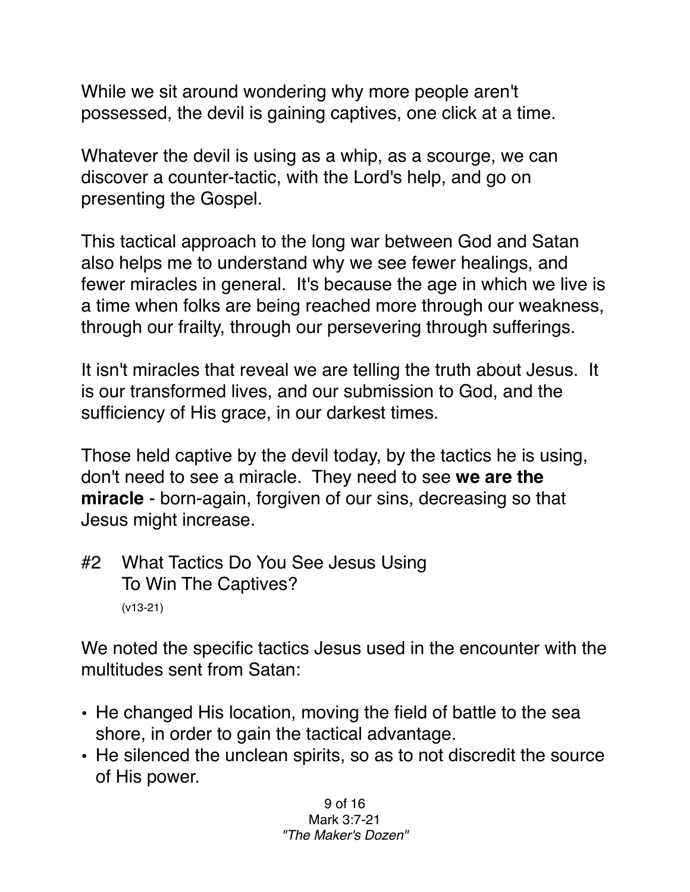While we sit around wondering why more people aren't possessed, the devil is gaining captives, one click at a time.

Whatever the devil is using as a whip, as a scourge, we can discover a counter-tactic, with the Lord's help, and go on presenting the Gospel.

This tactical approach to the long war between God and Satan also helps me to understand why we see fewer healings, and fewer miracles in general. It's because the age in which we live is a time when folks are being reached more through our weakness, through our frailty, through our persevering through sufferings.

It isn't miracles that reveal we are telling the truth about Jesus. It is our transformed lives, and our submission to God, and the sufficiency of His grace, in our darkest times.

Those held captive by the devil today, by the tactics he is using, don't need to see a miracle. They need to see **we are the miracle** - born-again, forgiven of our sins, decreasing so that Jesus might increase.

#2 What Tactics Do You See Jesus Using To Win The Captives?
(v13-21)

We noted the specific tactics Jesus used in the encounter with the multitudes sent from Satan:

- He changed His location, moving the field of battle to the sea shore, in order to gain the tactical advantage.
- He silenced the unclean spirits, so as to not discredit the source of His power.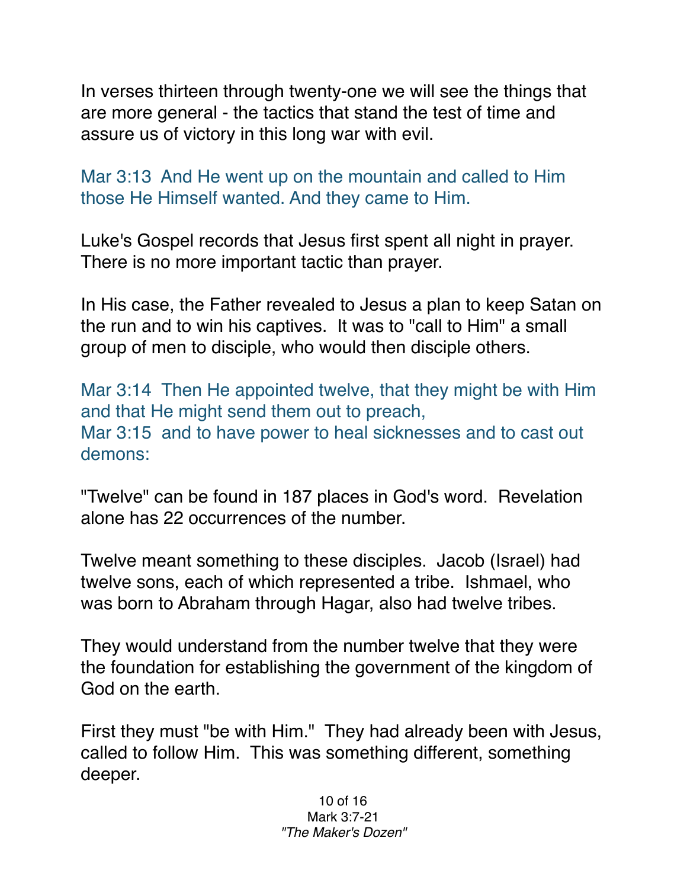In verses thirteen through twenty-one we will see the things that are more general - the tactics that stand the test of time and assure us of victory in this long war with evil.

Mar 3:13  And He went up on the mountain and called to Him those He Himself wanted. And they came to Him.

Luke's Gospel records that Jesus first spent all night in prayer. There is no more important tactic than prayer.

In His case, the Father revealed to Jesus a plan to keep Satan on the run and to win his captives. It was to "call to Him" a small group of men to disciple, who would then disciple others.

Mar 3:14  Then He appointed twelve, that they might be with Him and that He might send them out to preach,
Mar 3:15  and to have power to heal sicknesses and to cast out demons:

"Twelve" can be found in 187 places in God's word. Revelation alone has 22 occurrences of the number.

Twelve meant something to these disciples. Jacob (Israel) had twelve sons, each of which represented a tribe. Ishmael, who was born to Abraham through Hagar, also had twelve tribes.

They would understand from the number twelve that they were the foundation for establishing the government of the kingdom of God on the earth.

First they must "be with Him." They had already been with Jesus, called to follow Him. This was something different, something deeper.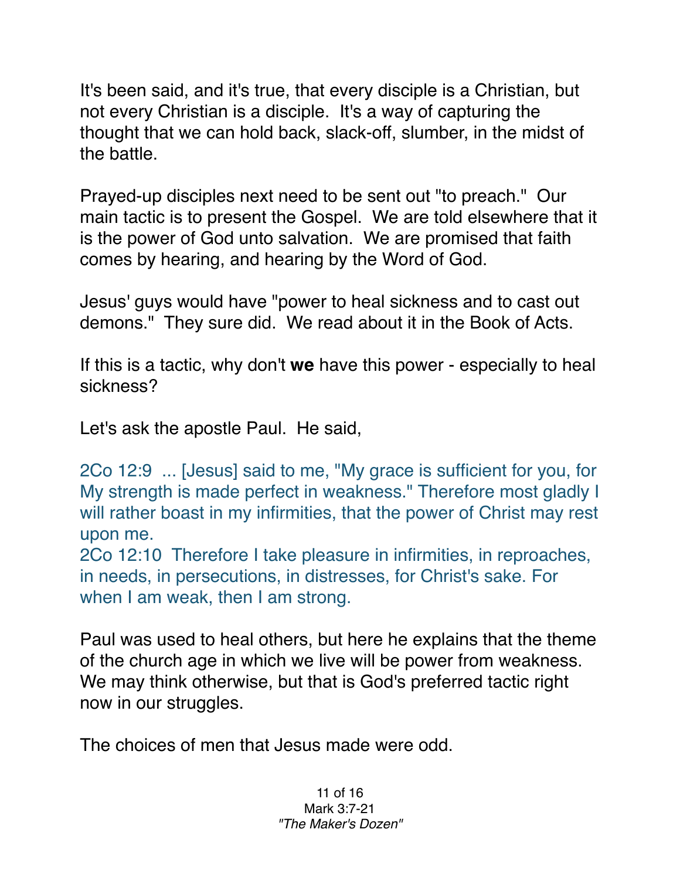It's been said, and it's true, that every disciple is a Christian, but not every Christian is a disciple. It's a way of capturing the thought that we can hold back, slack-off, slumber, in the midst of the battle.

Prayed-up disciples next need to be sent out "to preach." Our main tactic is to present the Gospel. We are told elsewhere that it is the power of God unto salvation. We are promised that faith comes by hearing, and hearing by the Word of God.

Jesus' guys would have "power to heal sickness and to cast out demons." They sure did. We read about it in the Book of Acts.

If this is a tactic, why don't **we** have this power - especially to heal sickness?

Let's ask the apostle Paul. He said,

2Co 12:9 ... [Jesus] said to me, "My grace is sufficient for you, for My strength is made perfect in weakness." Therefore most gladly I will rather boast in my infirmities, that the power of Christ may rest upon me.
2Co 12:10 Therefore I take pleasure in infirmities, in reproaches, in needs, in persecutions, in distresses, for Christ's sake. For when I am weak, then I am strong.

Paul was used to heal others, but here he explains that the theme of the church age in which we live will be power from weakness. We may think otherwise, but that is God's preferred tactic right now in our struggles.

The choices of men that Jesus made were odd.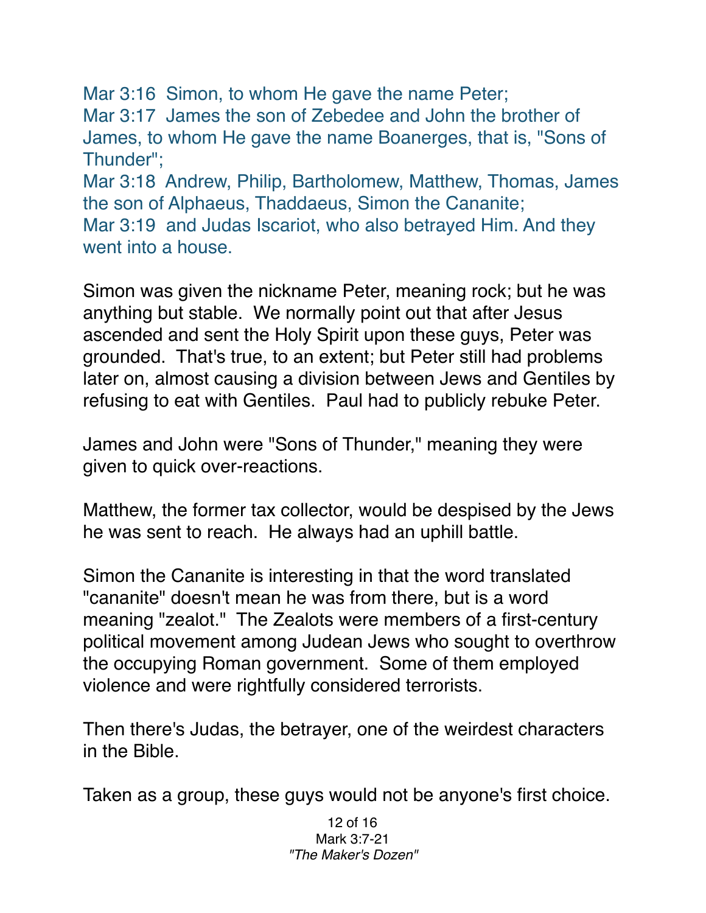Mar 3:16  Simon, to whom He gave the name Peter;
Mar 3:17  James the son of Zebedee and John the brother of James, to whom He gave the name Boanerges, that is, "Sons of Thunder";
Mar 3:18  Andrew, Philip, Bartholomew, Matthew, Thomas, James the son of Alphaeus, Thaddaeus, Simon the Cananite;
Mar 3:19  and Judas Iscariot, who also betrayed Him. And they went into a house.

Simon was given the nickname Peter, meaning rock; but he was anything but stable.  We normally point out that after Jesus ascended and sent the Holy Spirit upon these guys, Peter was grounded.  That's true, to an extent; but Peter still had problems later on, almost causing a division between Jews and Gentiles by refusing to eat with Gentiles.  Paul had to publicly rebuke Peter.

James and John were "Sons of Thunder," meaning they were given to quick over-reactions.

Matthew, the former tax collector, would be despised by the Jews he was sent to reach.  He always had an uphill battle.

Simon the Cananite is interesting in that the word translated "cananite" doesn't mean he was from there, but is a word meaning "zealot."  The Zealots were members of a first-century political movement among Judean Jews who sought to overthrow the occupying Roman government.  Some of them employed violence and were rightfully considered terrorists.

Then there's Judas, the betrayer, one of the weirdest characters in the Bible.

Taken as a group, these guys would not be anyone's first choice.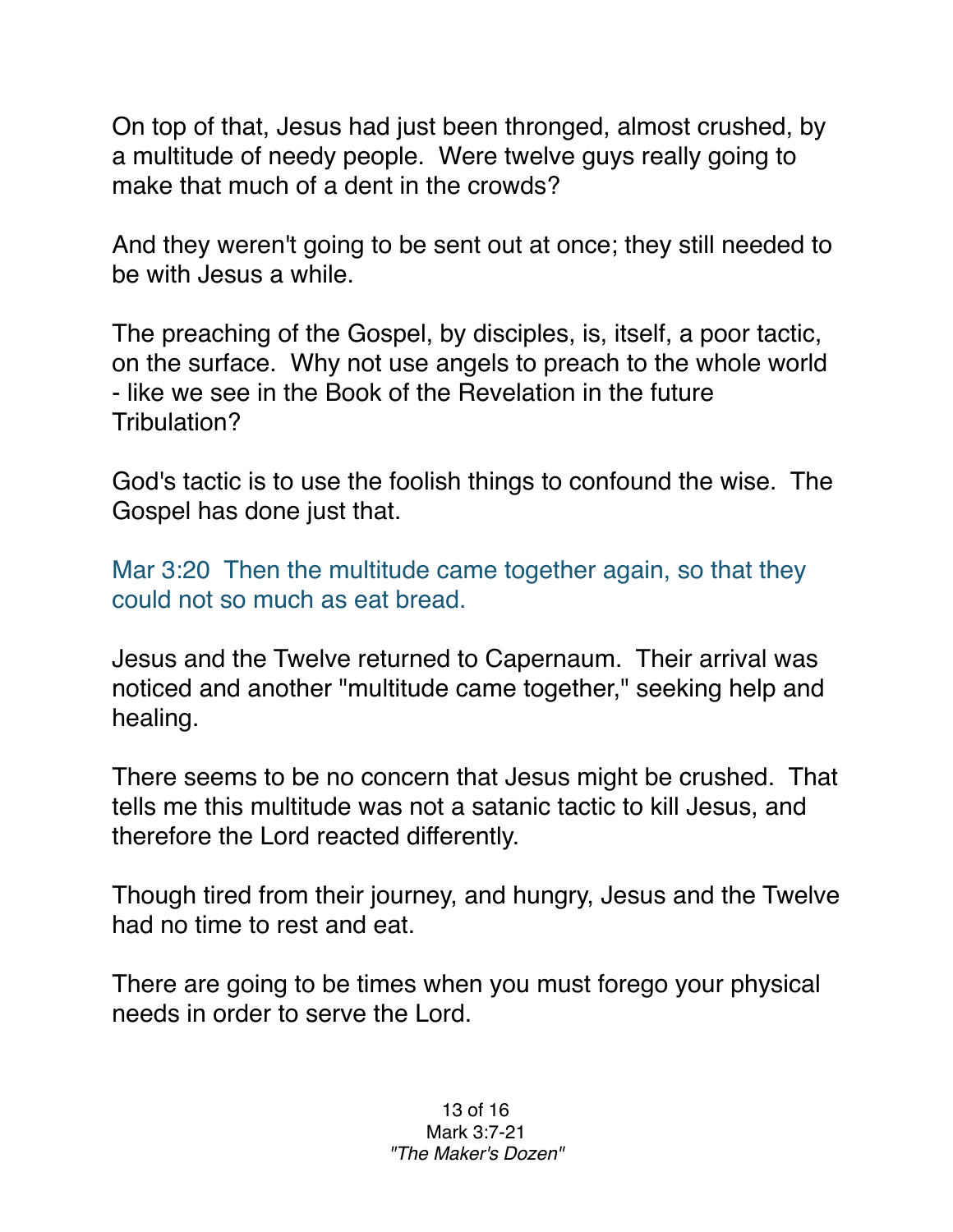On top of that, Jesus had just been thronged, almost crushed, by a multitude of needy people. Were twelve guys really going to make that much of a dent in the crowds?

And they weren't going to be sent out at once; they still needed to be with Jesus a while.

The preaching of the Gospel, by disciples, is, itself, a poor tactic, on the surface. Why not use angels to preach to the whole world - like we see in the Book of the Revelation in the future Tribulation?

God's tactic is to use the foolish things to confound the wise. The Gospel has done just that.

Mar 3:20 Then the multitude came together again, so that they could not so much as eat bread.

Jesus and the Twelve returned to Capernaum. Their arrival was noticed and another "multitude came together," seeking help and healing.

There seems to be no concern that Jesus might be crushed. That tells me this multitude was not a satanic tactic to kill Jesus, and therefore the Lord reacted differently.

Though tired from their journey, and hungry, Jesus and the Twelve had no time to rest and eat.

There are going to be times when you must forego your physical needs in order to serve the Lord.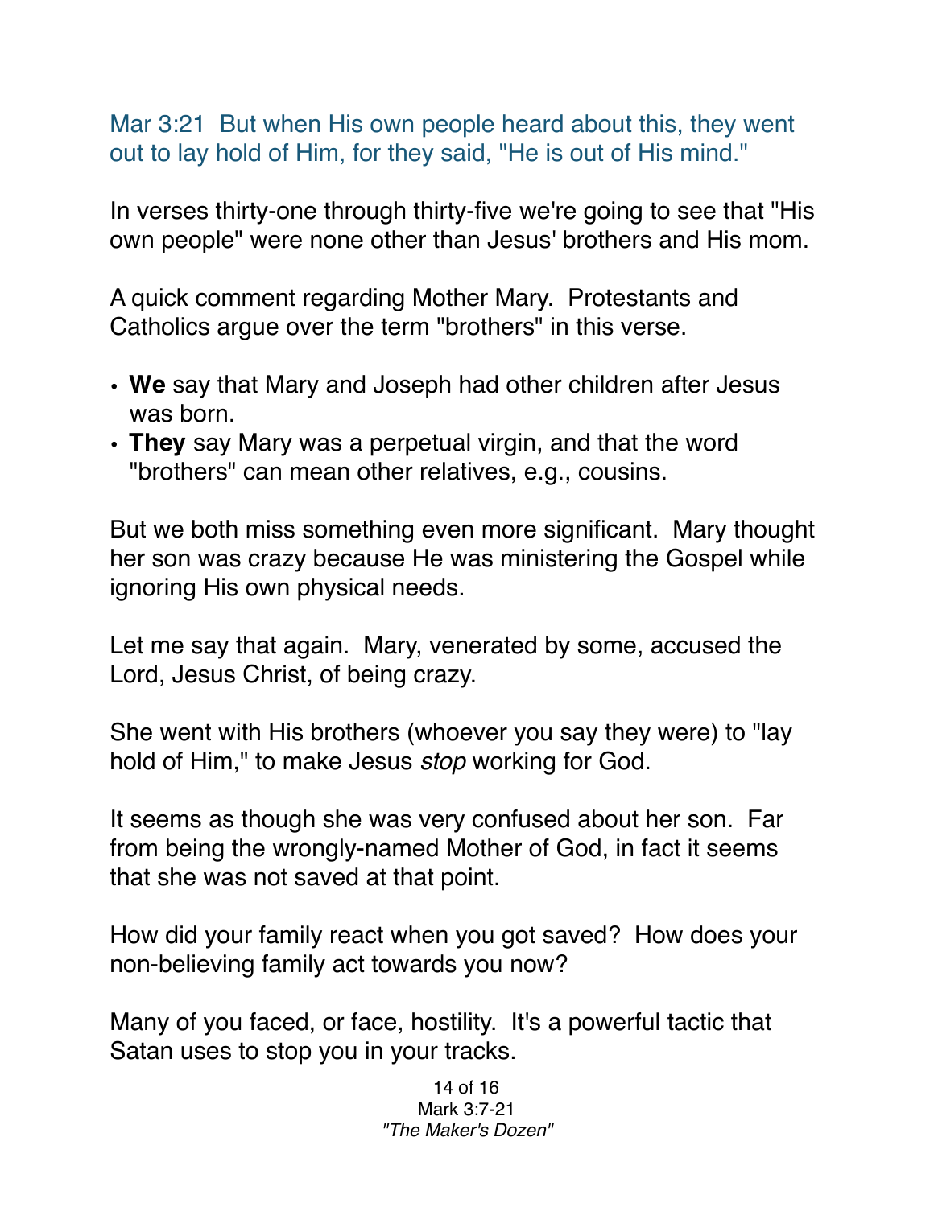Mar 3:21  But when His own people heard about this, they went out to lay hold of Him, for they said, "He is out of His mind."

In verses thirty-one through thirty-five we're going to see that "His own people" were none other than Jesus' brothers and His mom.

A quick comment regarding Mother Mary.  Protestants and Catholics argue over the term "brothers" in this verse.

- **We** say that Mary and Joseph had other children after Jesus was born.
- **They** say Mary was a perpetual virgin, and that the word "brothers" can mean other relatives, e.g., cousins.

But we both miss something even more significant.  Mary thought her son was crazy because He was ministering the Gospel while ignoring His own physical needs.

Let me say that again.  Mary, venerated by some, accused the Lord, Jesus Christ, of being crazy.

She went with His brothers (whoever you say they were) to "lay hold of Him," to make Jesus *stop* working for God.

It seems as though she was very confused about her son.  Far from being the wrongly-named Mother of God, in fact it seems that she was not saved at that point.

How did your family react when you got saved?  How does your non-believing family act towards you now?

Many of you faced, or face, hostility.  It's a powerful tactic that Satan uses to stop you in your tracks.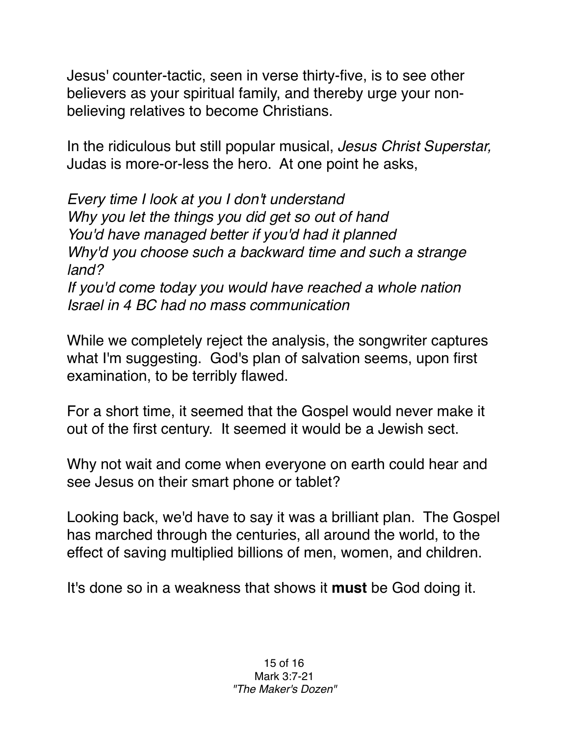Jesus' counter-tactic, seen in verse thirty-five, is to see other believers as your spiritual family, and thereby urge your non-believing relatives to become Christians.

In the ridiculous but still popular musical, *Jesus Christ Superstar,* Judas is more-or-less the hero. At one point he asks,

*Every time I look at you I don't understand*
*Why you let the things you did get so out of hand*
*You'd have managed better if you'd had it planned*
*Why'd you choose such a backward time and such a strange land?*
*If you'd come today you would have reached a whole nation*
*Israel in 4 BC had no mass communication*

While we completely reject the analysis, the songwriter captures what I'm suggesting. God's plan of salvation seems, upon first examination, to be terribly flawed.

For a short time, it seemed that the Gospel would never make it out of the first century. It seemed it would be a Jewish sect.

Why not wait and come when everyone on earth could hear and see Jesus on their smart phone or tablet?

Looking back, we'd have to say it was a brilliant plan. The Gospel has marched through the centuries, all around the world, to the effect of saving multiplied billions of men, women, and children.

It's done so in a weakness that shows it **must** be God doing it.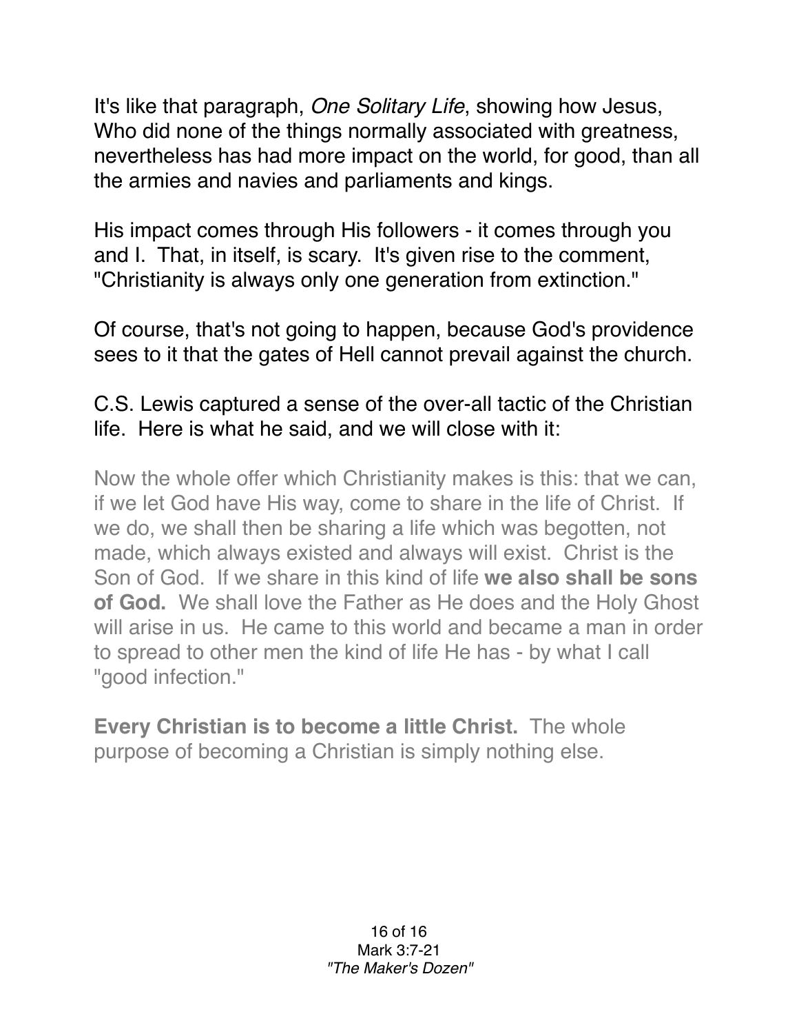It's like that paragraph, *One Solitary Life*, showing how Jesus, Who did none of the things normally associated with greatness, nevertheless has had more impact on the world, for good, than all the armies and navies and parliaments and kings.

His impact comes through His followers - it comes through you and I. That, in itself, is scary. It's given rise to the comment, "Christianity is always only one generation from extinction."

Of course, that's not going to happen, because God's providence sees to it that the gates of Hell cannot prevail against the church.

C.S. Lewis captured a sense of the over-all tactic of the Christian life. Here is what he said, and we will close with it:

Now the whole offer which Christianity makes is this: that we can, if we let God have His way, come to share in the life of Christ. If we do, we shall then be sharing a life which was begotten, not made, which always existed and always will exist. Christ is the Son of God. If we share in this kind of life **we also shall be sons of God.** We shall love the Father as He does and the Holy Ghost will arise in us. He came to this world and became a man in order to spread to other men the kind of life He has - by what I call "good infection."

**Every Christian is to become a little Christ.** The whole purpose of becoming a Christian is simply nothing else.